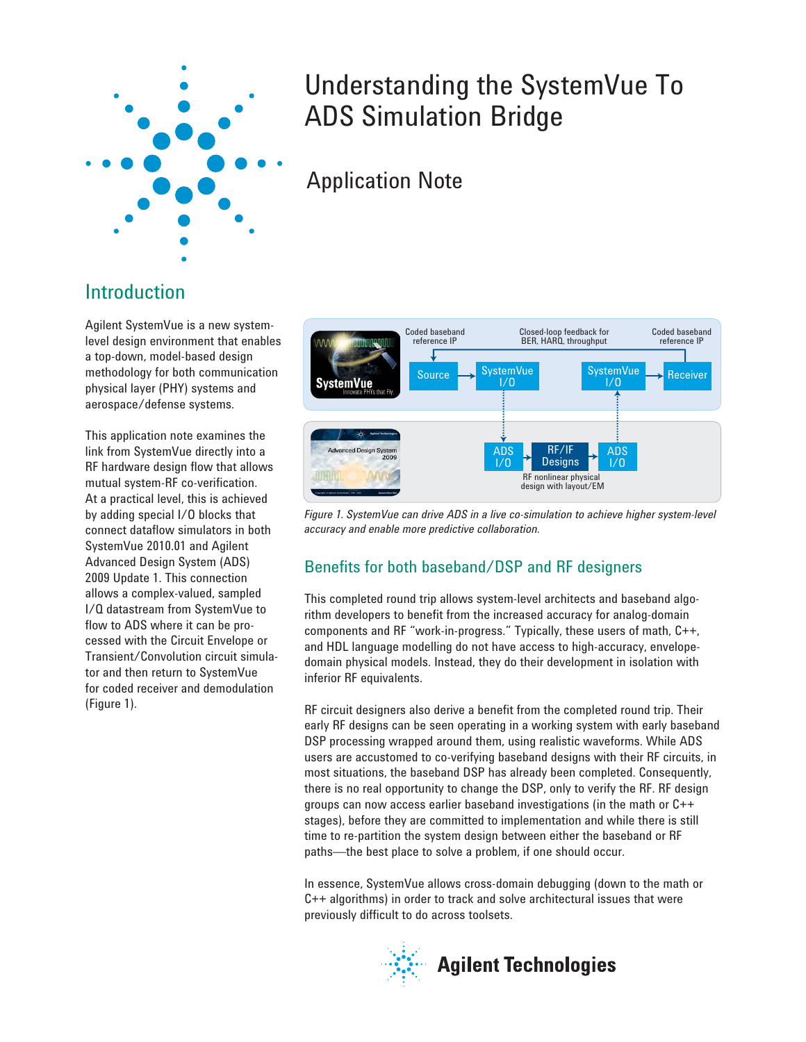# Understanding the SystemVue To ADS Simulation Bridge

## Application Note

## Introduction

Agilent SystemVue is a new system-level design environment that enables a top-down, model-based design methodology for both communication physical layer (PHY) systems and aerospace/defense systems.

This application note examines the link from SystemVue directly into a RF hardware design flow that allows mutual system-RF co-verification. At a practical level, this is achieved by adding special I/O blocks that connect dataflow simulators in both SystemVue 2010.01 and Agilent Advanced Design System (ADS) 2009 Update 1. This connection allows a complex-valued, sampled I/Q datastream from SystemVue to flow to ADS where it can be processed with the Circuit Envelope or Transient/Convolution circuit simulator and then return to SystemVue for coded receiver and demodulation (Figure 1).

*Figure 1. SystemVue can drive ADS in a live co-simulation to achieve higher system-level accuracy and enable more predictive collaboration.*

### Benefits for both baseband/DSP and RF designers

This completed round trip allows system-level architects and baseband algorithm developers to benefit from the increased accuracy for analog-domain components and RF "work-in-progress." Typically, these users of math, C++, and HDL language modelling do not have access to high-accuracy, envelope-domain physical models. Instead, they do their development in isolation with inferior RF equivalents.

RF circuit designers also derive a benefit from the completed round trip. Their early RF designs can be seen operating in a working system with early baseband DSP processing wrapped around them, using realistic waveforms. While ADS users are accustomed to co-verifying baseband designs with their RF circuits, in most situations, the baseband DSP has already been completed. Consequently, there is no real opportunity to change the DSP, only to verify the RF. RF design groups can now access earlier baseband investigations (in the math or C++ stages), before they are committed to implementation and while there is still time to re-partition the system design between either the baseband or RF paths—the best place to solve a problem, if one should occur.

In essence, SystemVue allows cross-domain debugging (down to the math or C++ algorithms) in order to track and solve architectural issues that were previously difficult to do across toolsets.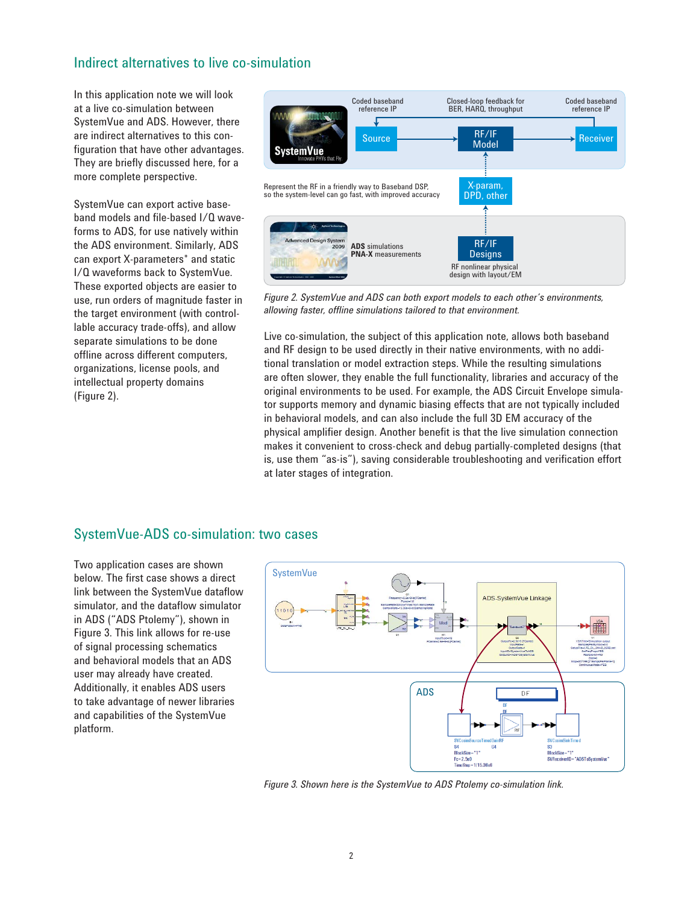## Indirect alternatives to live co-simulation

In this application note we will look at a live co-simulation between SystemVue and ADS. However, there are indirect alternatives to this configuration that have other advantages. They are briefly discussed here, for a more complete perspective.

SystemVue can export active baseband models and file-based I/Q waveforms to ADS, for use natively within the ADS environment. Similarly, ADS can export X-parameters* and static I/Q waveforms back to SystemVue. These exported objects are easier to use, run orders of magnitude faster in the target environment (with controllable accuracy trade-offs), and allow separate simulations to be done offline across different computers, organizations, license pools, and intellectual property domains (Figure 2).

*Figure 2. SystemVue and ADS can both export models to each other's environments, allowing faster, offline simulations tailored to that environment.*

Live co-simulation, the subject of this application note, allows both baseband and RF design to be used directly in their native environments, with no additional translation or model extraction steps. While the resulting simulations are often slower, they enable the full functionality, libraries and accuracy of the original environments to be used. For example, the ADS Circuit Envelope simulator supports memory and dynamic biasing effects that are not typically included in behavioral models, and can also include the full 3D EM accuracy of the physical amplifier design. Another benefit is that the live simulation connection makes it convenient to cross-check and debug partially-completed designs (that is, use them "as-is"), saving considerable troubleshooting and verification effort at later stages of integration.

## SystemVue-ADS co-simulation: two cases

Two application cases are shown below. The first case shows a direct link between the SystemVue dataflow simulator, and the dataflow simulator in ADS ("ADS Ptolemy"), shown in Figure 3. This link allows for re-use of signal processing schematics and behavioral models that an ADS user may already have created. Additionally, it enables ADS users to take advantage of newer libraries and capabilities of the SystemVue platform.

*Figure 3. Shown here is the SystemVue to ADS Ptolemy co-simulation link.*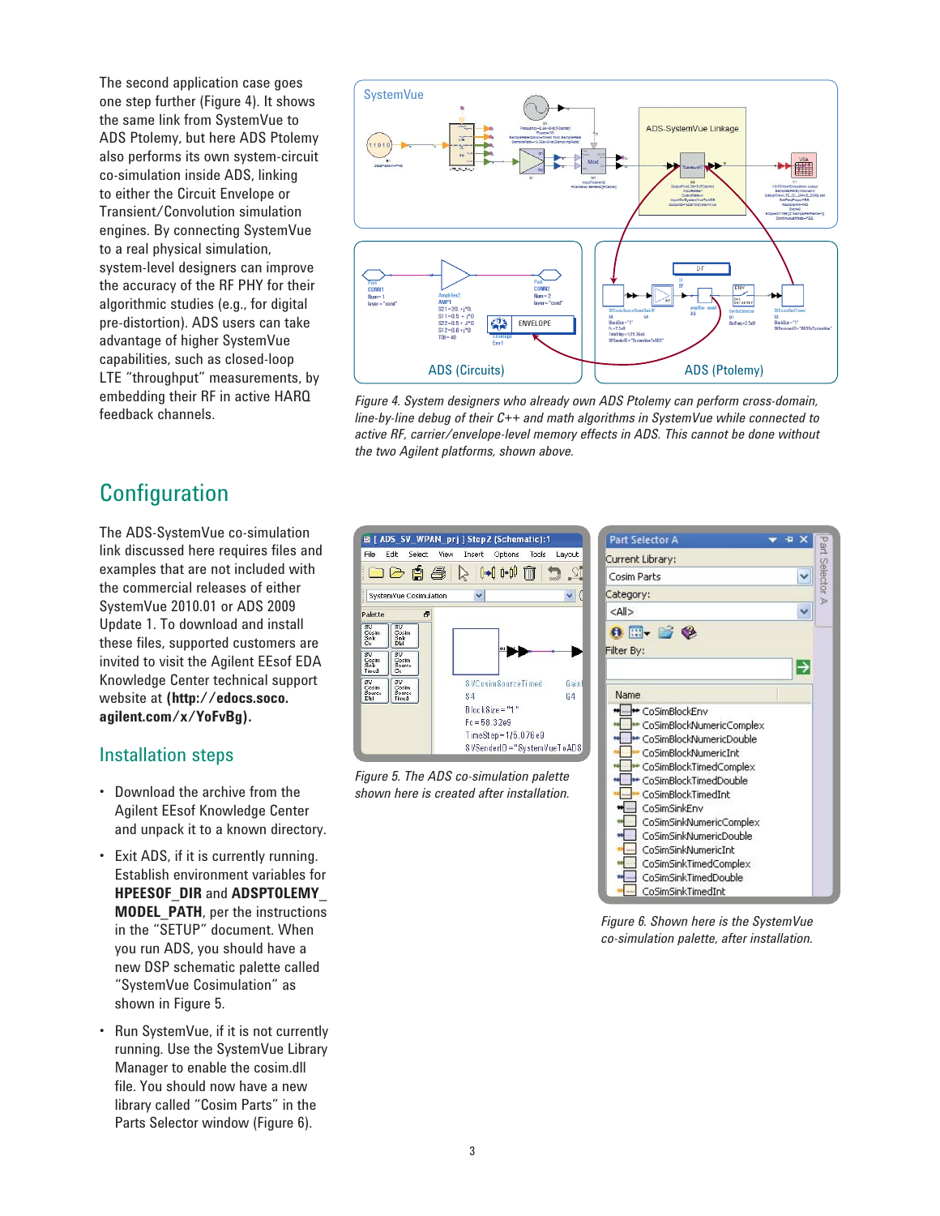The second application case goes one step further (Figure 4). It shows the same link from SystemVue to ADS Ptolemy, but here ADS Ptolemy also performs its own system-circuit co-simulation inside ADS, linking to either the Circuit Envelope or Transient/Convolution simulation engines. By connecting SystemVue to a real physical simulation, system-level designers can improve the accuracy of the RF PHY for their algorithmic studies (e.g., for digital pre-distortion). ADS users can take advantage of higher SystemVue capabilities, such as closed-loop LTE "throughput" measurements, by embedding their RF in active HARQ feedback channels.

*Figure 4. System designers who already own ADS Ptolemy can perform cross-domain, line-by-line debug of their C++ and math algorithms in SystemVue while connected to active RF, carrier/envelope-level memory effects in ADS. This cannot be done without the two Agilent platforms, shown above.*

## Configuration

The ADS-SystemVue co-simulation link discussed here requires files and examples that are not included with the commercial releases of either SystemVue 2010.01 or ADS 2009 Update 1. To download and install these files, supported customers are invited to visit the Agilent EEsof EDA Knowledge Center technical support website at **(http://edocs.soco.agilent.com/x/YoFvBg).**

### Installation steps

- Download the archive from the Agilent EEsof Knowledge Center and unpack it to a known directory.
- Exit ADS, if it is currently running. Establish environment variables for **HPEESOF_DIR** and **ADSPTOLEMY_MODEL_PATH**, per the instructions in the "SETUP" document. When you run ADS, you should have a new DSP schematic palette called "SystemVue Cosimulation" as shown in Figure 5.
- Run SystemVue, if it is not currently running. Use the SystemVue Library Manager to enable the cosim.dll file. You should now have a new library called "Cosim Parts" in the Parts Selector window (Figure 6).

*Figure 5. The ADS co-simulation palette shown here is created after installation.*

*Figure 6. Shown here is the SystemVue co-simulation palette, after installation.*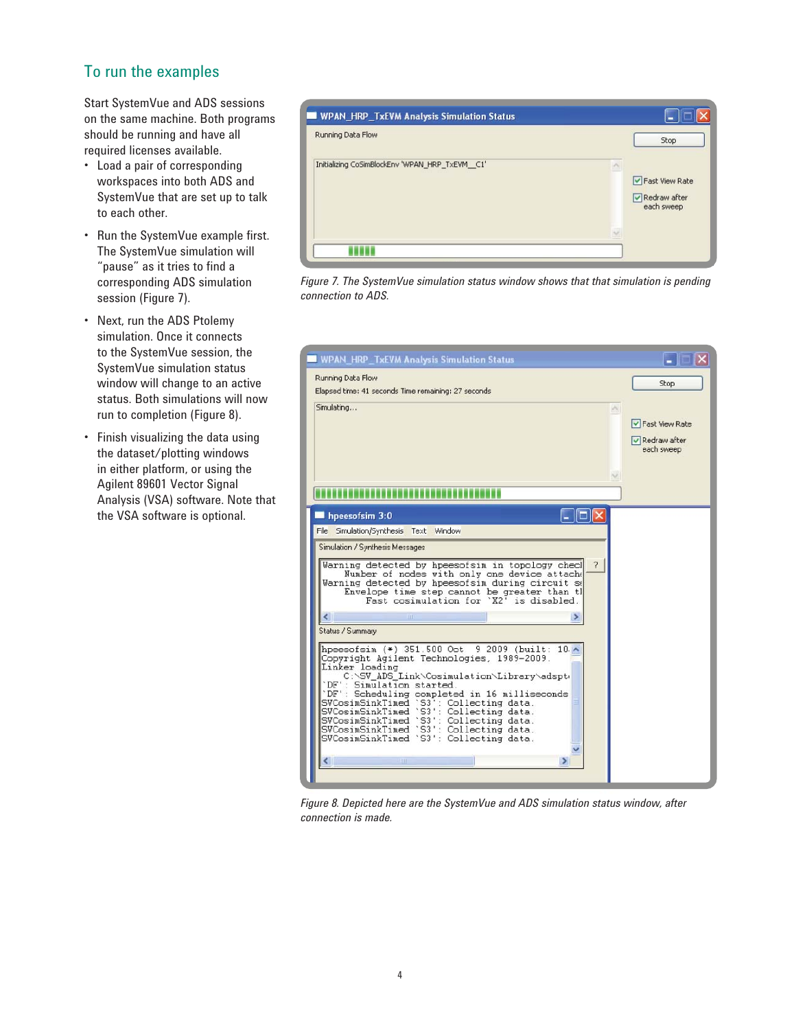## To run the examples

Start SystemVue and ADS sessions on the same machine. Both programs should be running and have all required licenses available.

- Load a pair of corresponding workspaces into both ADS and SystemVue that are set up to talk to each other.
- Run the SystemVue example first. The SystemVue simulation will "pause" as it tries to find a corresponding ADS simulation session (Figure 7).
- Next, run the ADS Ptolemy simulation. Once it connects to the SystemVue session, the SystemVue simulation status window will change to an active status. Both simulations will now run to completion (Figure 8).
- Finish visualizing the data using the dataset/plotting windows in either platform, or using the Agilent 89601 Vector Signal Analysis (VSA) software. Note that the VSA software is optional.

*Figure 7. The SystemVue simulation status window shows that that simulation is pending connection to ADS.*

*Figure 8. Depicted here are the SystemVue and ADS simulation status window, after connection is made.*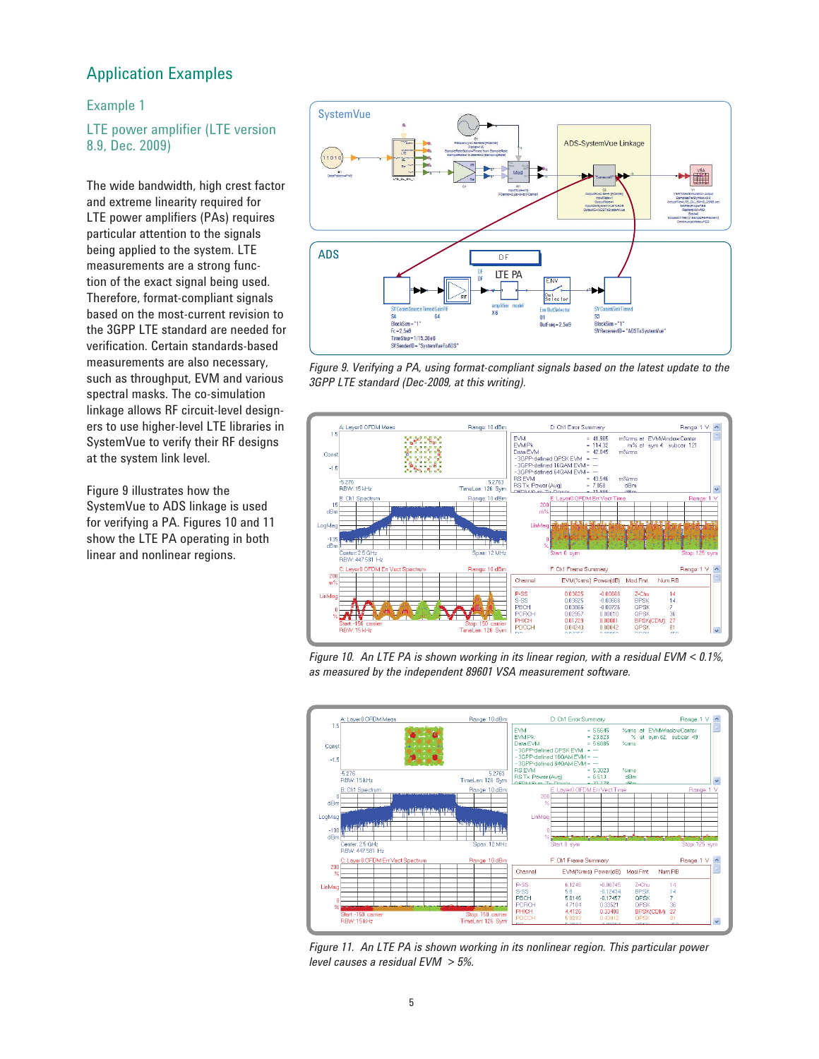## Application Examples

### Example 1

### LTE power amplifier (LTE version 8.9, Dec. 2009)

The wide bandwidth, high crest factor and extreme linearity required for LTE power amplifiers (PAs) requires particular attention to the signals being applied to the system. LTE measurements are a strong function of the exact signal being used. Therefore, format-compliant signals based on the most-current revision to the 3GPP LTE standard are needed for verification. Certain standards-based measurements are also necessary, such as throughput, EVM and various spectral masks. The co-simulation linkage allows RF circuit-level designers to use higher-level LTE libraries in SystemVue to verify their RF designs at the system link level.

Figure 9 illustrates how the SystemVue to ADS linkage is used for verifying a PA. Figures 10 and 11 show the LTE PA operating in both linear and nonlinear regions.

*Figure 9. Verifying a PA, using format-compliant signals based on the latest update to the 3GPP LTE standard (Dec-2009, at this writing).*

*Figure 10. An LTE PA is shown working in its linear region, with a residual EVM < 0.1%, as measured by the independent 89601 VSA measurement software.*

*Figure 11. An LTE PA is shown working in its nonlinear region. This particular power level causes a residual EVM > 5%.*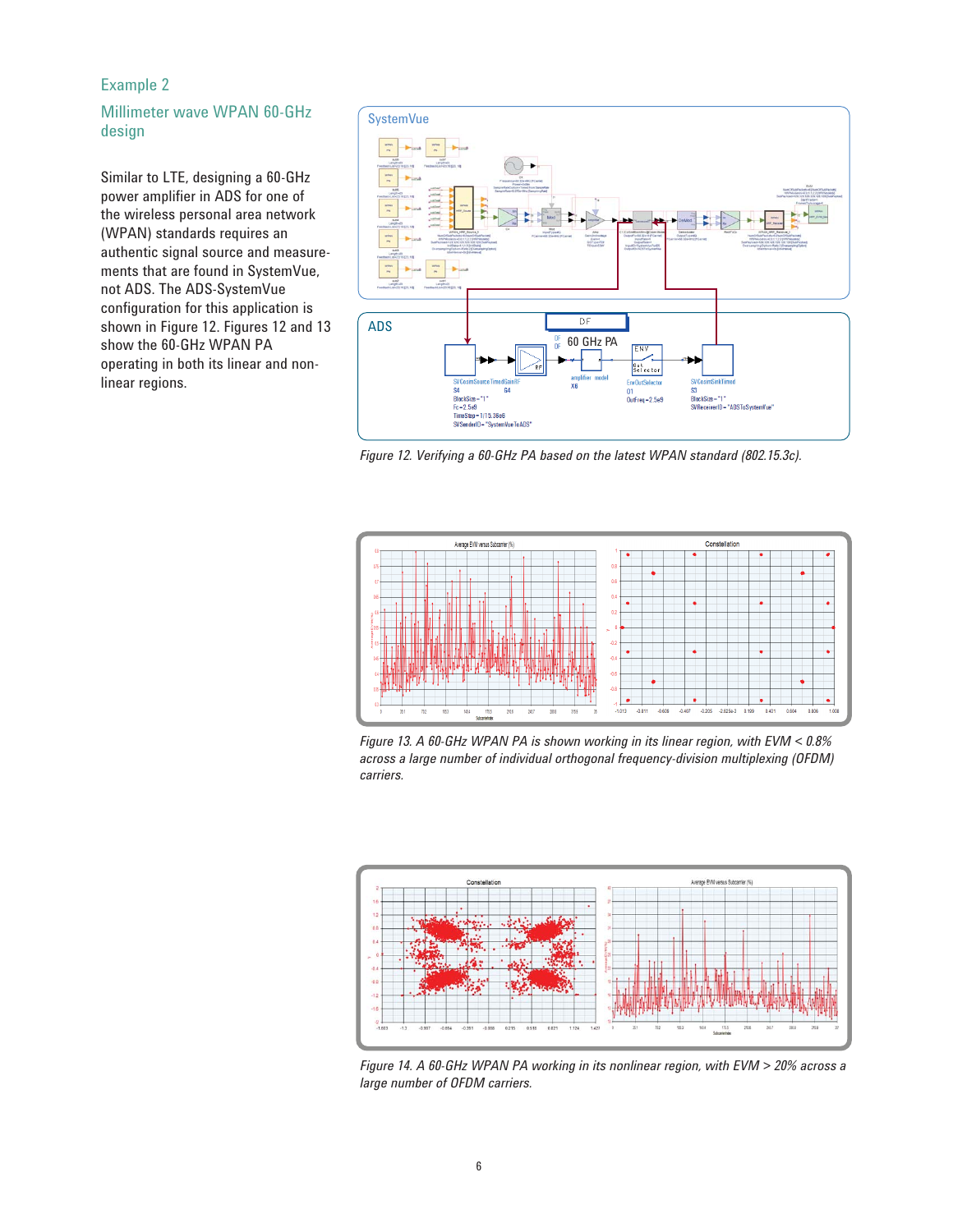## Example 2

### Millimeter wave WPAN 60-GHz design

Similar to LTE, designing a 60-GHz power amplifier in ADS for one of the wireless personal area network (WPAN) standards requires an authentic signal source and measurements that are found in SystemVue, not ADS. The ADS-SystemVue configuration for this application is shown in Figure 12. Figures 12 and 13 show the 60-GHz WPAN PA operating in both its linear and nonlinear regions.

*Figure 12. Verifying a 60-GHz PA based on the latest WPAN standard (802.15.3c).*

*Figure 13. A 60-GHz WPAN PA is shown working in its linear region, with EVM < 0.8% across a large number of individual orthogonal frequency-division multiplexing (OFDM) carriers.*

*Figure 14. A 60-GHz WPAN PA working in its nonlinear region, with EVM > 20% across a large number of OFDM carriers.*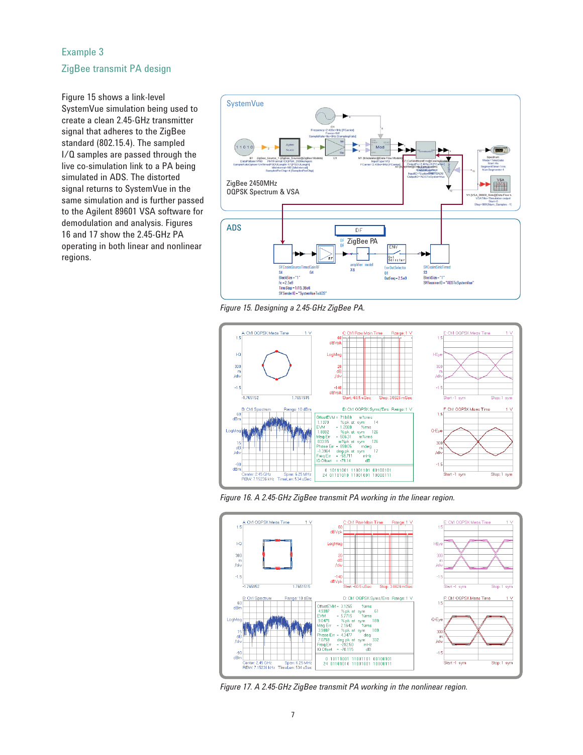## Example 3

### ZigBee transmit PA design

Figure 15 shows a link-level SystemVue simulation being used to create a clean 2.45-GHz transmitter signal that adheres to the ZigBee standard (802.15.4). The sampled I/Q samples are passed through the live co-simulation link to a PA being simulated in ADS. The distorted signal returns to SystemVue in the same simulation and is further passed to the Agilent 89601 VSA software for demodulation and analysis. Figures 16 and 17 show the 2.45-GHz PA operating in both linear and nonlinear regions.

*Figure 15. Designing a 2.45-GHz ZigBee PA.*

*Figure 16. A 2.45-GHz ZigBee transmit PA working in the linear region.*

*Figure 17. A 2.45-GHz ZigBee transmit PA working in the nonlinear region.*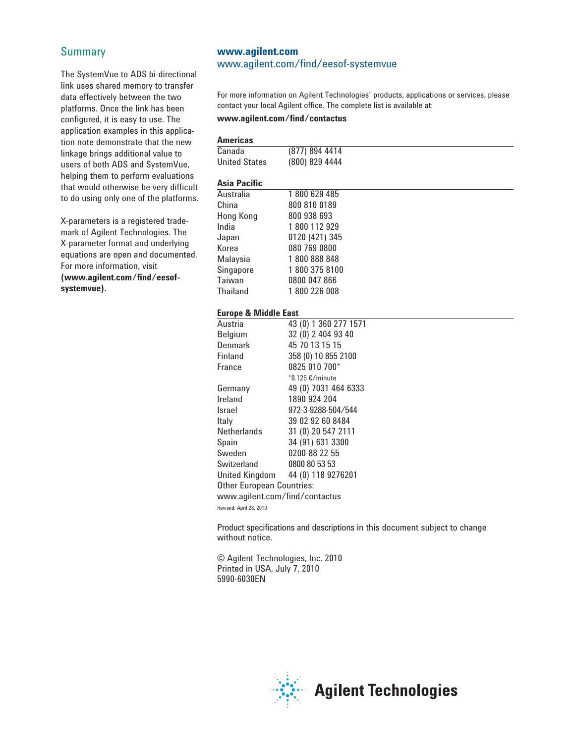## Summary

The SystemVue to ADS bi-directional link uses shared memory to transfer data effectively between the two platforms. Once the link has been configured, it is easy to use. The application examples in this application note demonstrate that the new linkage brings additional value to users of both ADS and SystemVue, helping them to perform evaluations that would otherwise be very difficult to do using only one of the platforms.

X-parameters is a registered trademark of Agilent Technologies. The X-parameter format and underlying equations are open and documented. For more information, visit **(www.agilent.com/find/eesof-systemvue).**

**www.agilent.com**
www.agilent.com/find/eesof-systemvue

For more information on Agilent Technologies' products, applications or services, please contact your local Agilent office. The complete list is available at:

**www.agilent.com/find/contactus**

**Americas**

| | |
|---|---|
| Canada | (877) 894 4414 |
| United States | (800) 829 4444 |

**Asia Pacific**

| | |
|---|---|
| Australia | 1 800 629 485 |
| China | 800 810 0189 |
| Hong Kong | 800 938 693 |
| India | 1 800 112 929 |
| Japan | 0120 (421) 345 |
| Korea | 080 769 0800 |
| Malaysia | 1 800 888 848 |
| Singapore | 1 800 375 8100 |
| Taiwan | 0800 047 866 |
| Thailand | 1 800 226 008 |

**Europe & Middle East**

| | |
|---|---|
| Austria | 43 (0) 1 360 277 1571 |
| Belgium | 32 (0) 2 404 93 40 |
| Denmark | 45 70 13 15 15 |
| Finland | 358 (0) 10 855 2100 |
| France | 0825 010 700* *0.125 €/minute |
| Germany | 49 (0) 7031 464 6333 |
| Ireland | 1890 924 204 |
| Israel | 972-3-9288-504/544 |
| Italy | 39 02 92 60 8484 |
| Netherlands | 31 (0) 20 547 2111 |
| Spain | 34 (91) 631 3300 |
| Sweden | 0200-88 22 55 |
| Switzerland | 0800 80 53 53 |
| United Kingdom | 44 (0) 118 9276201 |

Other European Countries:
www.agilent.com/find/contactus

Revised: April 28, 2010

Product specifications and descriptions in this document subject to change without notice.

© Agilent Technologies, Inc. 2010
Printed in USA, July 7, 2010
5990-6030EN

Agilent Technologies